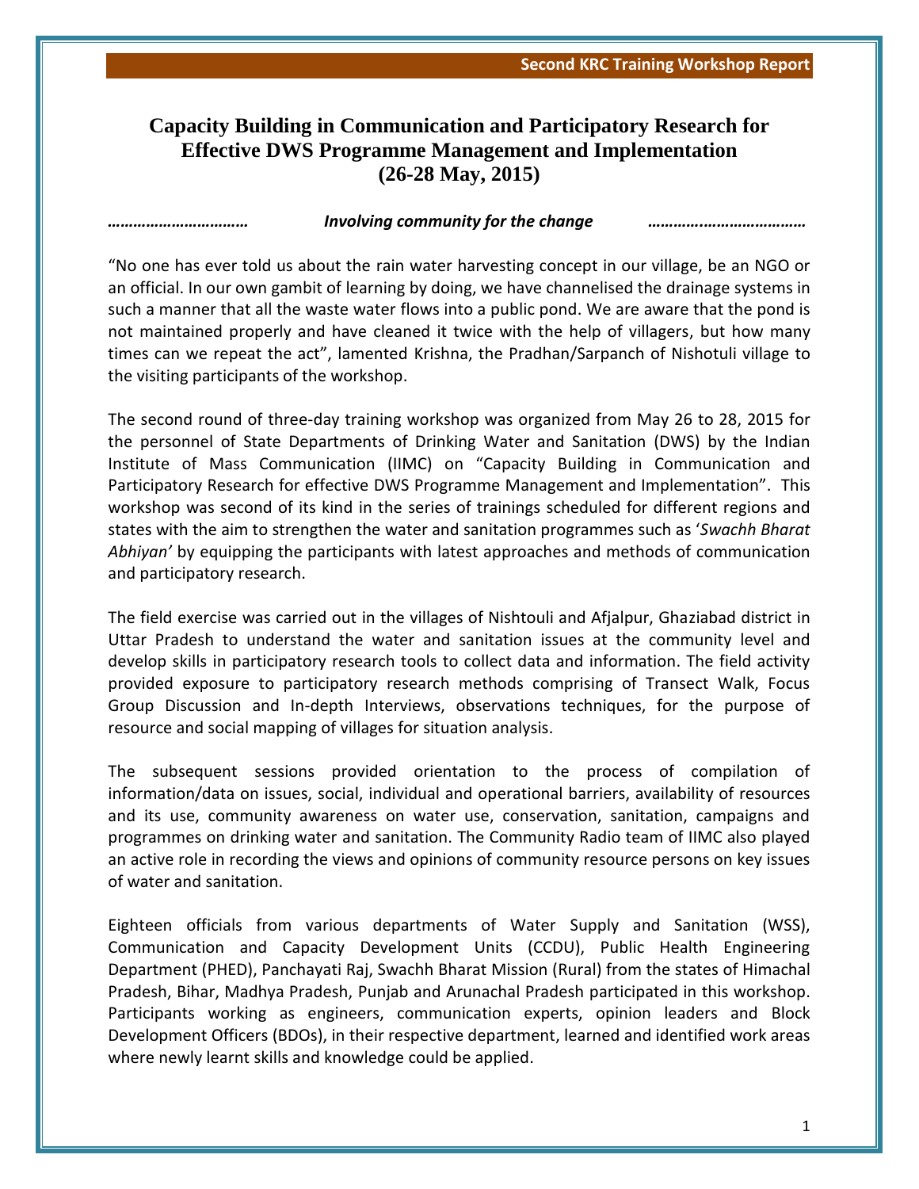# Capacity Building in Communication and Participatory Research for Effective DWS Programme Management and Implementation (26-28 May, 2015)

***…………………………… Involving community for the change ………………………………***

"No one has ever told us about the rain water harvesting concept in our village, be an NGO or an official. In our own gambit of learning by doing, we have channelised the drainage systems in such a manner that all the waste water flows into a public pond. We are aware that the pond is not maintained properly and have cleaned it twice with the help of villagers, but how many times can we repeat the act", lamented Krishna, the Pradhan/Sarpanch of Nishotuli village to the visiting participants of the workshop.

The second round of three-day training workshop was organized from May 26 to 28, 2015 for the personnel of State Departments of Drinking Water and Sanitation (DWS) by the Indian Institute of Mass Communication (IIMC) on "Capacity Building in Communication and Participatory Research for effective DWS Programme Management and Implementation". This workshop was second of its kind in the series of trainings scheduled for different regions and states with the aim to strengthen the water and sanitation programmes such as '*Swachh Bharat Abhiyan'* by equipping the participants with latest approaches and methods of communication and participatory research.

The field exercise was carried out in the villages of Nishtouli and Afjalpur, Ghaziabad district in Uttar Pradesh to understand the water and sanitation issues at the community level and develop skills in participatory research tools to collect data and information. The field activity provided exposure to participatory research methods comprising of Transect Walk, Focus Group Discussion and In-depth Interviews, observations techniques, for the purpose of resource and social mapping of villages for situation analysis.

The subsequent sessions provided orientation to the process of compilation of information/data on issues, social, individual and operational barriers, availability of resources and its use, community awareness on water use, conservation, sanitation, campaigns and programmes on drinking water and sanitation. The Community Radio team of IIMC also played an active role in recording the views and opinions of community resource persons on key issues of water and sanitation.

Eighteen officials from various departments of Water Supply and Sanitation (WSS), Communication and Capacity Development Units (CCDU), Public Health Engineering Department (PHED), Panchayati Raj, Swachh Bharat Mission (Rural) from the states of Himachal Pradesh, Bihar, Madhya Pradesh, Punjab and Arunachal Pradesh participated in this workshop. Participants working as engineers, communication experts, opinion leaders and Block Development Officers (BDOs), in their respective department, learned and identified work areas where newly learnt skills and knowledge could be applied.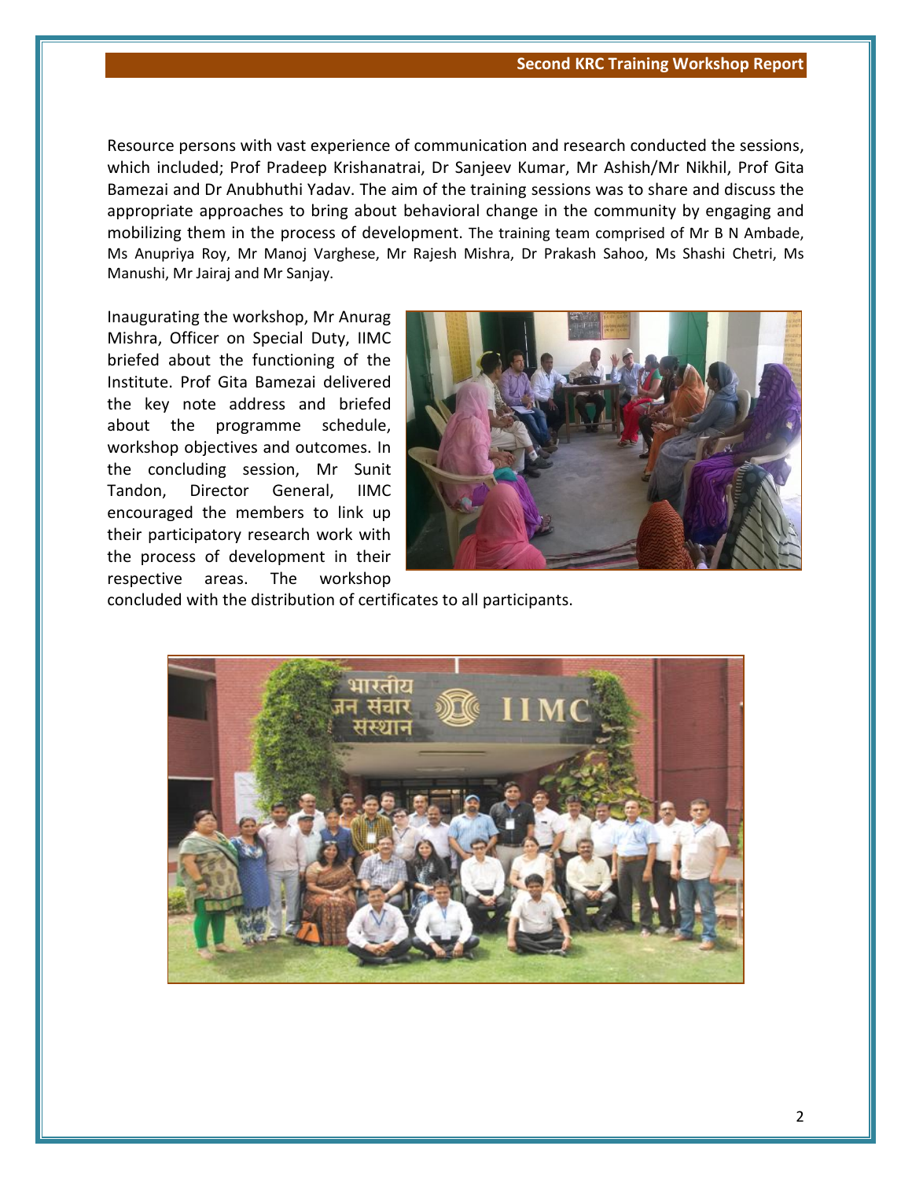Resource persons with vast experience of communication and research conducted the sessions, which included; Prof Pradeep Krishanatrai, Dr Sanjeev Kumar, Mr Ashish/Mr Nikhil, Prof Gita Bamezai and Dr Anubhuthi Yadav. The aim of the training sessions was to share and discuss the appropriate approaches to bring about behavioral change in the community by engaging and mobilizing them in the process of development. The training team comprised of Mr B N Ambade, Ms Anupriya Roy, Mr Manoj Varghese, Mr Rajesh Mishra, Dr Prakash Sahoo, Ms Shashi Chetri, Ms Manushi, Mr Jairaj and Mr Sanjay.

Inaugurating the workshop, Mr Anurag Mishra, Officer on Special Duty, IIMC briefed about the functioning of the Institute. Prof Gita Bamezai delivered the key note address and briefed about the programme schedule, workshop objectives and outcomes. In the concluding session, Mr Sunit Tandon, Director General, IIMC encouraged the members to link up their participatory research work with the process of development in their respective areas. The workshop concluded with the distribution of certificates to all participants.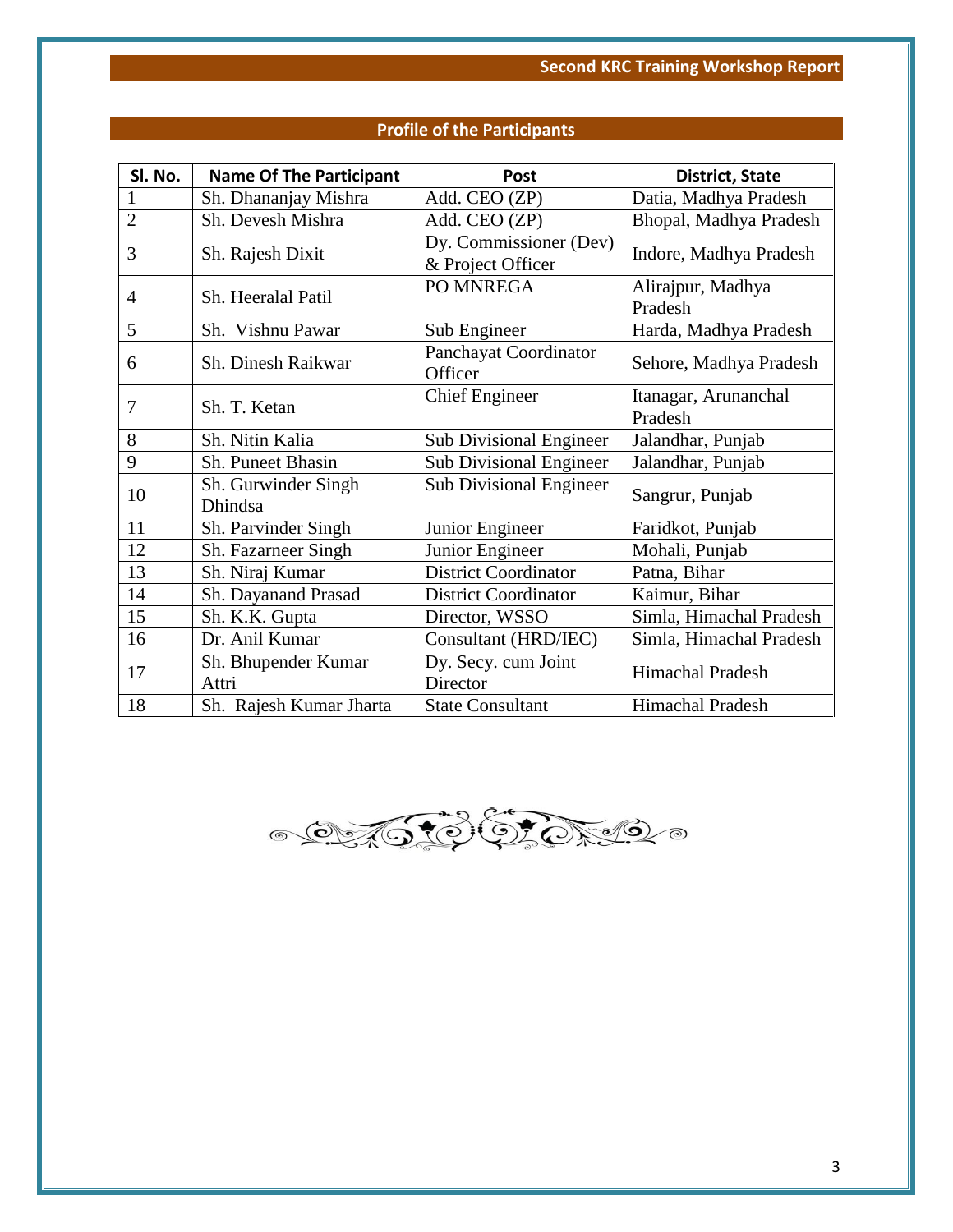## Profile of the Participants

| Sl. No. | Name Of The Participant | Post | District, State |
|---|---|---|---|
| 1 | Sh. Dhananjay Mishra | Add. CEO (ZP) | Datia, Madhya Pradesh |
| 2 | Sh. Devesh Mishra | Add. CEO (ZP) | Bhopal, Madhya Pradesh |
| 3 | Sh. Rajesh Dixit | Dy. Commissioner (Dev) & Project Officer | Indore, Madhya Pradesh |
| 4 | Sh. Heeralal Patil | PO MNREGA | Alirajpur, Madhya Pradesh |
| 5 | Sh. Vishnu Pawar | Sub Engineer | Harda, Madhya Pradesh |
| 6 | Sh. Dinesh Raikwar | Panchayat Coordinator Officer | Sehore, Madhya Pradesh |
| 7 | Sh. T. Ketan | Chief Engineer | Itanagar, Arunanchal Pradesh |
| 8 | Sh. Nitin Kalia | Sub Divisional Engineer | Jalandhar, Punjab |
| 9 | Sh. Puneet Bhasin | Sub Divisional Engineer | Jalandhar, Punjab |
| 10 | Sh. Gurwinder Singh Dhindsa | Sub Divisional Engineer | Sangrur, Punjab |
| 11 | Sh. Parvinder Singh | Junior Engineer | Faridkot, Punjab |
| 12 | Sh. Fazarneer Singh | Junior Engineer | Mohali, Punjab |
| 13 | Sh. Niraj Kumar | District Coordinator | Patna, Bihar |
| 14 | Sh. Dayanand Prasad | District Coordinator | Kaimur, Bihar |
| 15 | Sh. K.K. Gupta | Director, WSSO | Simla, Himachal Pradesh |
| 16 | Dr. Anil Kumar | Consultant (HRD/IEC) | Simla, Himachal Pradesh |
| 17 | Sh. Bhupender Kumar Attri | Dy. Secy. cum Joint Director | Himachal Pradesh |
| 18 | Sh. Rajesh Kumar Jharta | State Consultant | Himachal Pradesh |